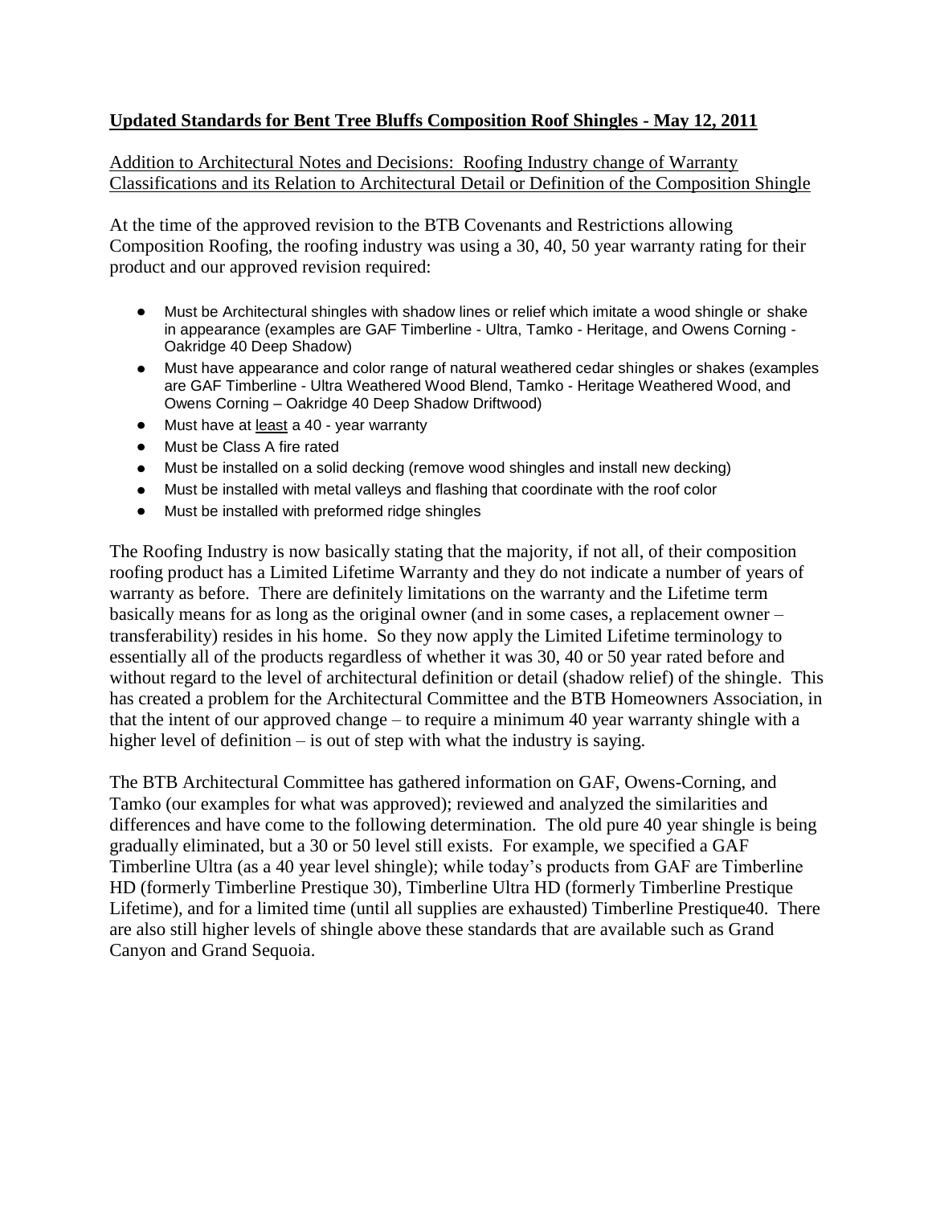**Updated Standards for Bent Tree Bluffs Composition Roof Shingles - May 12, 2011**

Addition to Architectural Notes and Decisions: Roofing Industry change of Warranty Classifications and its Relation to Architectural Detail or Definition of the Composition Shingle

At the time of the approved revision to the BTB Covenants and Restrictions allowing Composition Roofing, the roofing industry was using a 30, 40, 50 year warranty rating for their product and our approved revision required:

- Must be Architectural shingles with shadow lines or relief which imitate a wood shingle or shake in appearance (examples are GAF Timberline - Ultra, Tamko - Heritage, and Owens Corning - Oakridge 40 Deep Shadow)
- Must have appearance and color range of natural weathered cedar shingles or shakes (examples are GAF Timberline - Ultra Weathered Wood Blend, Tamko - Heritage Weathered Wood, and Owens Corning – Oakridge 40 Deep Shadow Driftwood)
- Must have at least a 40 - year warranty
- Must be Class A fire rated
- Must be installed on a solid decking (remove wood shingles and install new decking)
- Must be installed with metal valleys and flashing that coordinate with the roof color
- Must be installed with preformed ridge shingles

The Roofing Industry is now basically stating that the majority, if not all, of their composition roofing product has a Limited Lifetime Warranty and they do not indicate a number of years of warranty as before. There are definitely limitations on the warranty and the Lifetime term basically means for as long as the original owner (and in some cases, a replacement owner – transferability) resides in his home. So they now apply the Limited Lifetime terminology to essentially all of the products regardless of whether it was 30, 40 or 50 year rated before and without regard to the level of architectural definition or detail (shadow relief) of the shingle. This has created a problem for the Architectural Committee and the BTB Homeowners Association, in that the intent of our approved change – to require a minimum 40 year warranty shingle with a higher level of definition – is out of step with what the industry is saying.

The BTB Architectural Committee has gathered information on GAF, Owens-Corning, and Tamko (our examples for what was approved); reviewed and analyzed the similarities and differences and have come to the following determination. The old pure 40 year shingle is being gradually eliminated, but a 30 or 50 level still exists. For example, we specified a GAF Timberline Ultra (as a 40 year level shingle); while today's products from GAF are Timberline HD (formerly Timberline Prestique 30), Timberline Ultra HD (formerly Timberline Prestique Lifetime), and for a limited time (until all supplies are exhausted) Timberline Prestique40. There are also still higher levels of shingle above these standards that are available such as Grand Canyon and Grand Sequoia.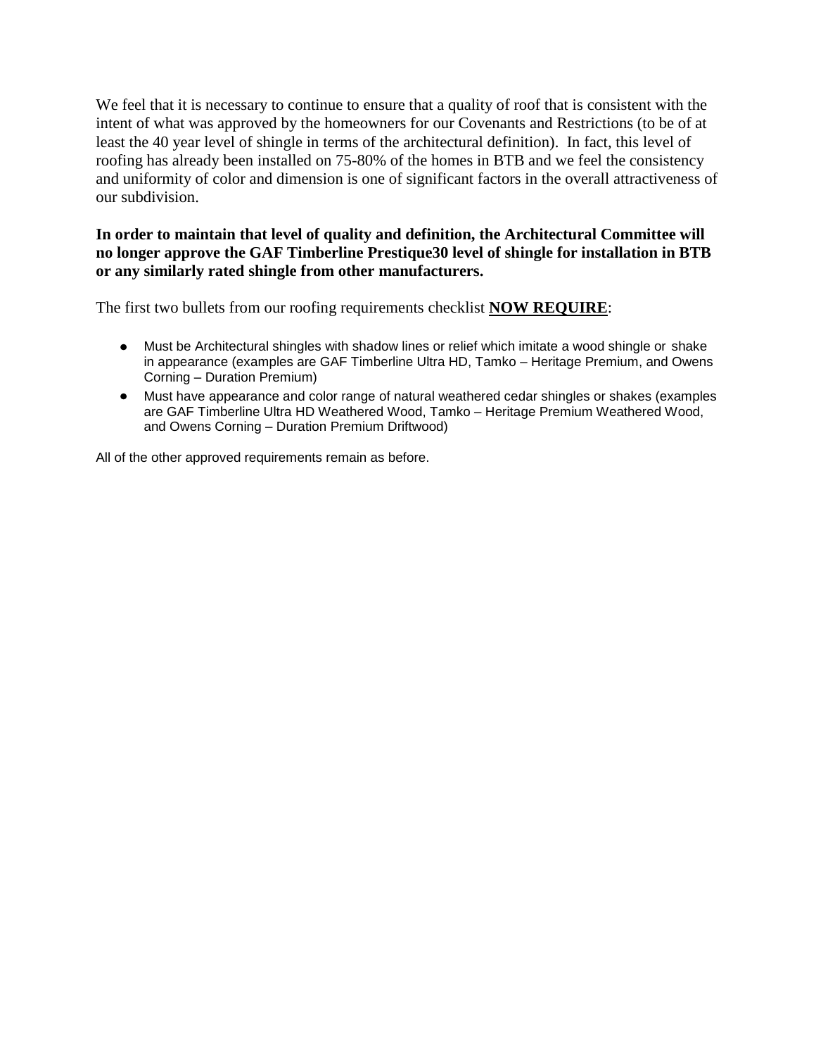We feel that it is necessary to continue to ensure that a quality of roof that is consistent with the intent of what was approved by the homeowners for our Covenants and Restrictions (to be of at least the 40 year level of shingle in terms of the architectural definition). In fact, this level of roofing has already been installed on 75-80% of the homes in BTB and we feel the consistency and uniformity of color and dimension is one of significant factors in the overall attractiveness of our subdivision.

**In order to maintain that level of quality and definition, the Architectural Committee will no longer approve the GAF Timberline Prestique30 level of shingle for installation in BTB or any similarly rated shingle from other manufacturers.**

The first two bullets from our roofing requirements checklist **NOW REQUIRE**:

- Must be Architectural shingles with shadow lines or relief which imitate a wood shingle or shake in appearance (examples are GAF Timberline Ultra HD, Tamko – Heritage Premium, and Owens Corning – Duration Premium)
- Must have appearance and color range of natural weathered cedar shingles or shakes (examples are GAF Timberline Ultra HD Weathered Wood, Tamko – Heritage Premium Weathered Wood, and Owens Corning – Duration Premium Driftwood)

All of the other approved requirements remain as before.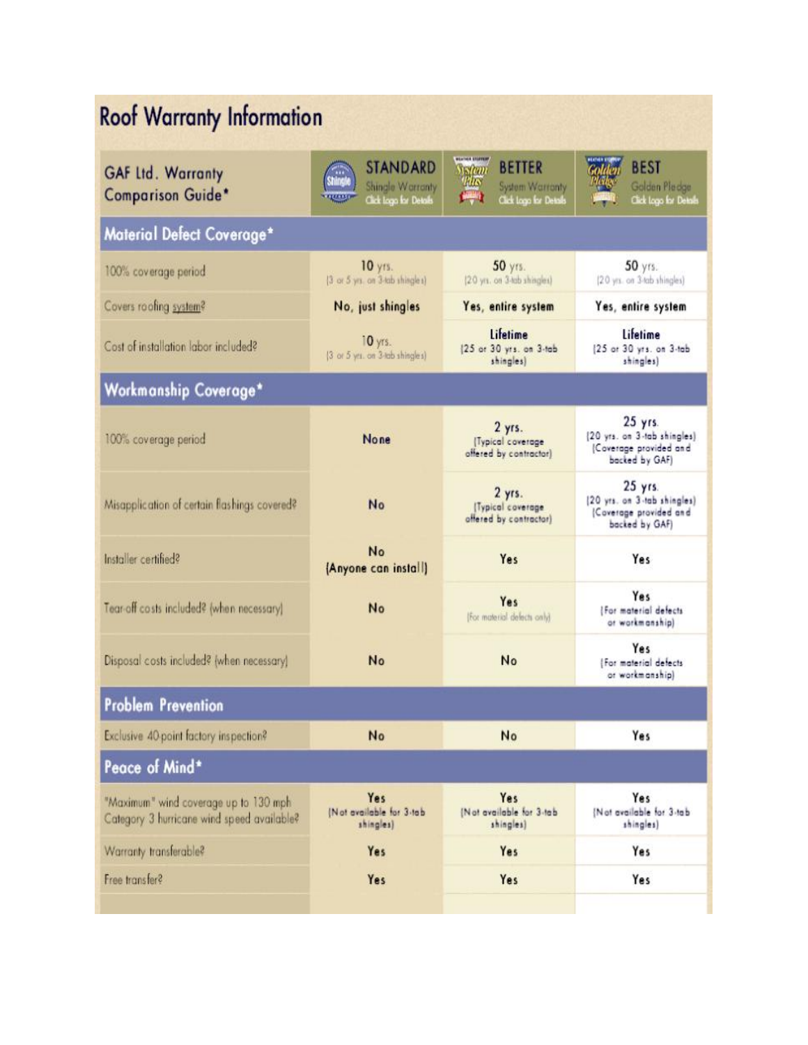# Roof Warranty Information

| GAF Ltd. Warranty Comparison Guide* | STANDARD Shingle Warranty Click logo for Details | BETTER System Warranty Click logo for Details | BEST Golden Pledge Click logo for Details |
|---|---|---|---|
| **Material Defect Coverage*** | | | |
| 100% coverage period | 10 yrs. (3 or 5 yrs. on 3-tab shingles) | 50 yrs. (20 yrs. on 3-tab shingles) | 50 yrs. (20 yrs. on 3-tab shingles) |
| Covers roofing system? | No, just shingles | Yes, entire system | Yes, entire system |
| Cost of installation labor included? | 10 yrs. (3 or 5 yrs. on 3-tab shingles) | Lifetime (25 or 30 yrs. on 3-tab shingles) | Lifetime (25 or 30 yrs. on 3-tab shingles) |
| **Workmanship Coverage*** | | | |
| 100% coverage period | None | 2 yrs. (Typical coverage offered by contractor) | 25 yrs. (20 yrs. on 3-tab shingles) (Coverage provided and backed by GAF) |
| Misapplication of certain flashings covered? | No | 2 yrs. (Typical coverage offered by contractor) | 25 yrs. (20 yrs. on 3-tab shingles) (Coverage provided and backed by GAF) |
| Installer certified? | No (Anyone can install) | Yes | Yes |
| Tear-off costs included? (when necessary) | No | Yes (For material defects only) | Yes (For material defects or workmanship) |
| Disposal costs included? (when necessary) | No | No | Yes (For material defects or workmanship) |
| **Problem Prevention** | | | |
| Exclusive 40-point factory inspection? | No | No | Yes |
| **Peace of Mind*** | | | |
| "Maximum" wind coverage up to 130 mph Category 3 hurricane wind speed available? | Yes (Not available for 3-tab shingles) | Yes (Not available for 3-tab shingles) | Yes (Not available for 3-tab shingles) |
| Warranty transferable? | Yes | Yes | Yes |
| Free transfer? | Yes | Yes | Yes |